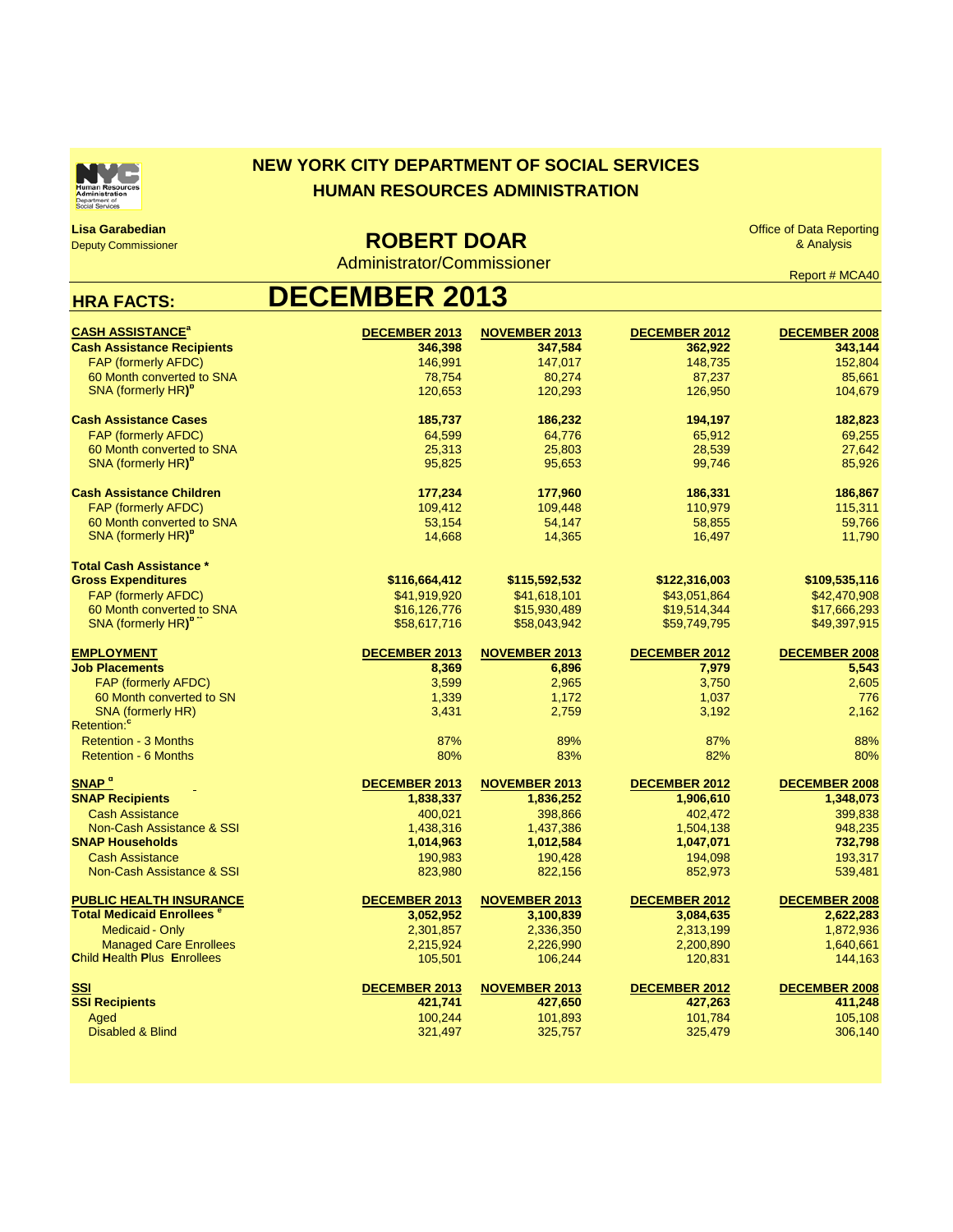# NEW YORK CITY DEPARTMENT OF SOCIAL SERVICES
# HUMAN RESOURCES ADMINISTRATION

**Lisa Garabedian**
Deputy Commissioner

## ROBERT DOAR
Administrator/Commissioner

Office of Data Reporting & Analysis

Report # MCA40

## HRA FACTS: DECEMBER 2013

| **CASH ASSISTANCE**[a] | **DECEMBER 2013** | **NOVEMBER 2013** | **DECEMBER 2012** | **DECEMBER 2008** |
|---|---|---|---|---|
| **Cash Assistance Recipients** | **346,398** | **347,584** | **362,922** | **343,144** |
| FAP (formerly AFDC) | 146,991 | 147,017 | 148,735 | 152,804 |
| 60 Month converted to SNA | 78,754 | 80,274 | 87,237 | 85,661 |
| SNA (formerly HR)[b] | 120,653 | 120,293 | 126,950 | 104,679 |
| **Cash Assistance Cases** | **185,737** | **186,232** | **194,197** | **182,823** |
| FAP (formerly AFDC) | 64,599 | 64,776 | 65,912 | 69,255 |
| 60 Month converted to SNA | 25,313 | 25,803 | 28,539 | 27,642 |
| SNA (formerly HR)[b] | 95,825 | 95,653 | 99,746 | 85,926 |
| **Cash Assistance Children** | **177,234** | **177,960** | **186,331** | **186,867** |
| FAP (formerly AFDC) | 109,412 | 109,448 | 110,979 | 115,311 |
| 60 Month converted to SNA | 53,154 | 54,147 | 58,855 | 59,766 |
| SNA (formerly HR)[b] | 14,668 | 14,365 | 16,497 | 11,790 |
| **Total Cash Assistance * Gross Expenditures** | **$116,664,412** | **$115,592,532** | **$122,316,003** | **$109,535,116** |
| FAP (formerly AFDC) | $41,919,920 | $41,618,101 | $43,051,864 | $42,470,908 |
| 60 Month converted to SNA | $16,126,776 | $15,930,489 | $19,514,344 | $17,666,293 |
| SNA (formerly HR)[b] ** | $58,617,716 | $58,043,942 | $59,749,795 | $49,397,915 |

| **EMPLOYMENT** | **DECEMBER 2013** | **NOVEMBER 2013** | **DECEMBER 2012** | **DECEMBER 2008** |
|---|---|---|---|---|
| **Job Placements** | **8,369** | **6,896** | **7,979** | **5,543** |
| FAP (formerly AFDC) | 3,599 | 2,965 | 3,750 | 2,605 |
| 60 Month converted to SN | 1,339 | 1,172 | 1,037 | 776 |
| SNA (formerly HR) | 3,431 | 2,759 | 3,192 | 2,162 |
| Retention:[c] | | | | |
| Retention - 3 Months | 87% | 89% | 87% | 88% |
| Retention - 6 Months | 80% | 83% | 82% | 80% |

| **SNAP**[d] | **DECEMBER 2013** | **NOVEMBER 2013** | **DECEMBER 2012** | **DECEMBER 2008** |
|---|---|---|---|---|
| **SNAP Recipients** | **1,838,337** | **1,836,252** | **1,906,610** | **1,348,073** |
| Cash Assistance | 400,021 | 398,866 | 402,472 | 399,838 |
| Non-Cash Assistance & SSI | 1,438,316 | 1,437,386 | 1,504,138 | 948,235 |
| **SNAP Households** | **1,014,963** | **1,012,584** | **1,047,071** | **732,798** |
| Cash Assistance | 190,983 | 190,428 | 194,098 | 193,317 |
| Non-Cash Assistance & SSI | 823,980 | 822,156 | 852,973 | 539,481 |

| **PUBLIC HEALTH INSURANCE** | **DECEMBER 2013** | **NOVEMBER 2013** | **DECEMBER 2012** | **DECEMBER 2008** |
|---|---|---|---|---|
| **Total Medicaid Enrollees**[e] | **3,052,952** | **3,100,839** | **3,084,635** | **2,622,283** |
| Medicaid - Only | 2,301,857 | 2,336,350 | 2,313,199 | 1,872,936 |
| Managed Care Enrollees | 2,215,924 | 2,226,990 | 2,200,890 | 1,640,661 |
| **C**hild **H**ealth **P**lus **E**nrollees | 105,501 | 106,244 | 120,831 | 144,163 |

| **SSI** | **DECEMBER 2013** | **NOVEMBER 2013** | **DECEMBER 2012** | **DECEMBER 2008** |
|---|---|---|---|---|
| **SSI Recipients** | **421,741** | **427,650** | **427,263** | **411,248** |
| Aged | 100,244 | 101,893 | 101,784 | 105,108 |
| Disabled & Blind | 321,497 | 325,757 | 325,479 | 306,140 |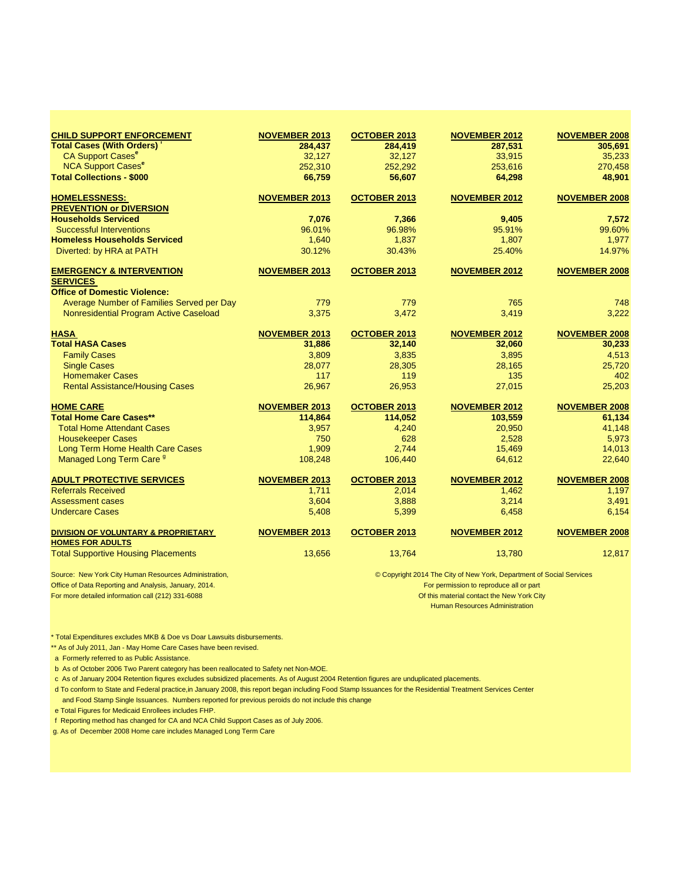| CHILD SUPPORT ENFORCEMENT | NOVEMBER 2013 | OCTOBER 2013 | NOVEMBER 2012 | NOVEMBER 2008 |
|---|---|---|---|---|
| **Total Cases (With Orders)** [f] | **284,437** | **284,419** | **287,531** | **305,691** |
| CA Support Cases[e] | 32,127 | 32,127 | 33,915 | 35,233 |
| NCA Support Cases[e] | 252,310 | 252,292 | 253,616 | 270,458 |
| **Total Collections - $000** | **66,759** | **56,607** | **64,298** | **48,901** |
| **HOMELESSNESS: PREVENTION or DIVERSION** | **NOVEMBER 2013** | **OCTOBER 2013** | **NOVEMBER 2012** | **NOVEMBER 2008** |
| **Households Serviced** | **7,076** | **7,366** | **9,405** | **7,572** |
| Successful Interventions | 96.01% | 96.98% | 95.91% | 99.60% |
| **Homeless Households Serviced** | 1,640 | 1,837 | 1,807 | 1,977 |
| Diverted: by HRA at PATH | 30.12% | 30.43% | 25.40% | 14.97% |
| **EMERGENCY & INTERVENTION SERVICES** | **NOVEMBER 2013** | **OCTOBER 2013** | **NOVEMBER 2012** | **NOVEMBER 2008** |
| **Office of Domestic Violence:** | | | | |
| Average Number of Families Served per Day | 779 | 779 | 765 | 748 |
| Nonresidential Program Active Caseload | 3,375 | 3,472 | 3,419 | 3,222 |
| **HASA** | **NOVEMBER 2013** | **OCTOBER 2013** | **NOVEMBER 2012** | **NOVEMBER 2008** |
| **Total HASA Cases** | **31,886** | **32,140** | **32,060** | **30,233** |
| Family Cases | 3,809 | 3,835 | 3,895 | 4,513 |
| Single Cases | 28,077 | 28,305 | 28,165 | 25,720 |
| Homemaker Cases | 117 | 119 | 135 | 402 |
| Rental Assistance/Housing Cases | 26,967 | 26,953 | 27,015 | 25,203 |
| **HOME CARE** | **NOVEMBER 2013** | **OCTOBER 2013** | **NOVEMBER 2012** | **NOVEMBER 2008** |
| **Total Home Care Cases**** | **114,864** | **114,052** | **103,559** | **61,134** |
| Total Home Attendant Cases | 3,957 | 4,240 | 20,950 | 41,148 |
| Housekeeper Cases | 750 | 628 | 2,528 | 5,973 |
| Long Term Home Health Care Cases | 1,909 | 2,744 | 15,469 | 14,013 |
| Managed Long Term Care [g] | 108,248 | 106,440 | 64,612 | 22,640 |
| **ADULT PROTECTIVE SERVICES** | **NOVEMBER 2013** | **OCTOBER 2013** | **NOVEMBER 2012** | **NOVEMBER 2008** |
| Referrals Received | 1,711 | 2,014 | 1,462 | 1,197 |
| Assessment cases | 3,604 | 3,888 | 3,214 | 3,491 |
| Undercare Cases | 5,408 | 5,399 | 6,458 | 6,154 |
| **DIVISION OF VOLUNTARY & PROPRIETARY HOMES FOR ADULTS** | **NOVEMBER 2013** | **OCTOBER 2013** | **NOVEMBER 2012** | **NOVEMBER 2008** |
| Total Supportive Housing Placements | 13,656 | 13,764 | 13,780 | 12,817 |

Source: New York City Human Resources Administration,
Office of Data Reporting and Analysis, January, 2014.
For more detailed information call (212) 331-6088

© Copyright 2014 The City of New York, Department of Social Services
For permission to reproduce all or part
Of this material contact the New York City
Human Resources Administration

\* Total Expenditures excludes MKB & Doe vs Doar Lawsuits disbursements.

** As of July 2011, Jan - May Home Care Cases have been revised.

a Formerly referred to as Public Assistance.

b As of October 2006 Two Parent category has been reallocated to Safety net Non-MOE.

c As of January 2004 Retention fiqures excludes subsidized placements. As of August 2004 Retention figures are unduplicated placements.

d To conform to State and Federal practice,in January 2008, this report began including Food Stamp Issuances for the Residential Treatment Services Center and Food Stamp Single Issuances. Numbers reported for previous peroids do not include this change

e Total Figures for Medicaid Enrollees includes FHP.

f Reporting method has changed for CA and NCA Child Support Cases as of July 2006.

g. As of December 2008 Home care includes Managed Long Term Care